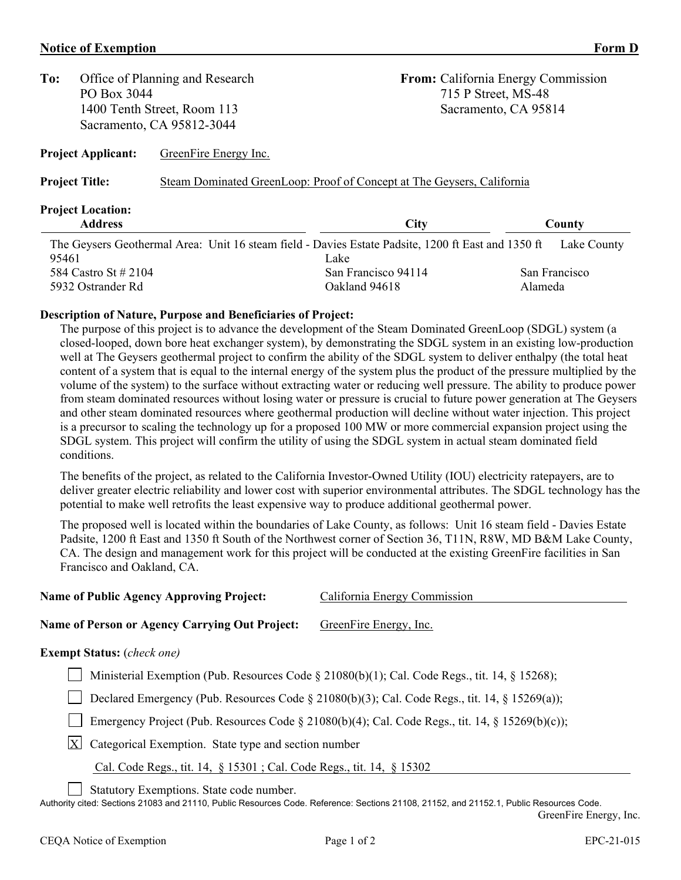**Notice of Exemption** **Form D**

**To:** Office of Planning and Research
PO Box 3044
1400 Tenth Street, Room 113
Sacramento, CA 95812-3044

**From:** California Energy Commission
715 P Street, MS-48
Sacramento, CA 95814

**Project Applicant:** GreenFire Energy Inc.

**Project Title:** Steam Dominated GreenLoop: Proof of Concept at The Geysers, California

**Project Location:**

| Address | City | County |
| --- | --- | --- |
| The Geysers Geothermal Area: Unit 16 steam field - Davies Estate Padsite, 1200 ft East and 1350 ft 95461 | Lake | Lake County |
| 584 Castro St # 2104 | San Francisco 94114 | San Francisco |
| 5932 Ostrander Rd | Oakland 94618 | Alameda |

**Description of Nature, Purpose and Beneficiaries of Project:**

The purpose of this project is to advance the development of the Steam Dominated GreenLoop (SDGL) system (a closed-looped, down bore heat exchanger system), by demonstrating the SDGL system in an existing low-production well at The Geysers geothermal project to confirm the ability of the SDGL system to deliver enthalpy (the total heat content of a system that is equal to the internal energy of the system plus the product of the pressure multiplied by the volume of the system) to the surface without extracting water or reducing well pressure. The ability to produce power from steam dominated resources without losing water or pressure is crucial to future power generation at The Geysers and other steam dominated resources where geothermal production will decline without water injection. This project is a precursor to scaling the technology up for a proposed 100 MW or more commercial expansion project using the SDGL system. This project will confirm the utility of using the SDGL system in actual steam dominated field conditions.

The benefits of the project, as related to the California Investor-Owned Utility (IOU) electricity ratepayers, are to deliver greater electric reliability and lower cost with superior environmental attributes. The SDGL technology has the potential to make well retrofits the least expensive way to produce additional geothermal power.

The proposed well is located within the boundaries of Lake County, as follows: Unit 16 steam field - Davies Estate Padsite, 1200 ft East and 1350 ft South of the Northwest corner of Section 36, T11N, R8W, MD B&M Lake County, CA. The design and management work for this project will be conducted at the existing GreenFire facilities in San Francisco and Oakland, CA.

**Name of Public Agency Approving Project:** California Energy Commission

**Name of Person or Agency Carrying Out Project:** GreenFire Energy, Inc.

**Exempt Status:** (*check one*)

- [ ] Ministerial Exemption (Pub. Resources Code § 21080(b)(1); Cal. Code Regs., tit. 14, § 15268);
- [ ] Declared Emergency (Pub. Resources Code § 21080(b)(3); Cal. Code Regs., tit. 14, § 15269(a));
- [ ] Emergency Project (Pub. Resources Code § 21080(b)(4); Cal. Code Regs., tit. 14, § 15269(b)(c));
- [X] Categorical Exemption. State type and section number

  Cal. Code Regs., tit. 14, § 15301 ; Cal. Code Regs., tit. 14, § 15302

- [ ] Statutory Exemptions. State code number.

Authority cited: Sections 21083 and 21110, Public Resources Code. Reference: Sections 21108, 21152, and 21152.1, Public Resources Code.

GreenFire Energy, Inc.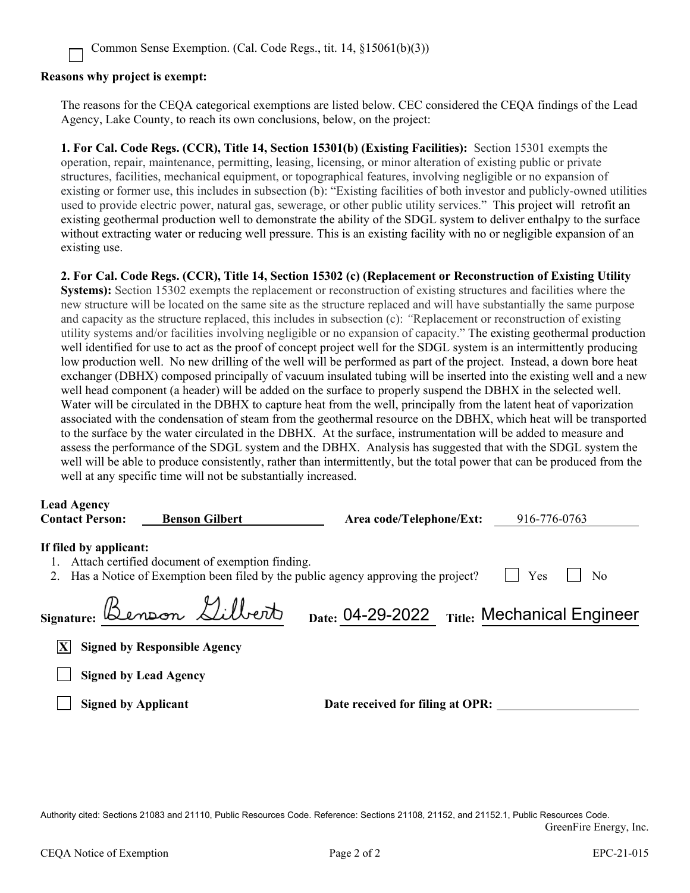☐ Common Sense Exemption. (Cal. Code Regs., tit. 14, §15061(b)(3))

**Reasons why project is exempt:**

The reasons for the CEQA categorical exemptions are listed below. CEC considered the CEQA findings of the Lead Agency, Lake County, to reach its own conclusions, below, on the project:

**1. For Cal. Code Regs. (CCR), Title 14, Section 15301(b) (Existing Facilities):** Section 15301 exempts the operation, repair, maintenance, permitting, leasing, licensing, or minor alteration of existing public or private structures, facilities, mechanical equipment, or topographical features, involving negligible or no expansion of existing or former use, this includes in subsection (b): "Existing facilities of both investor and publicly-owned utilities used to provide electric power, natural gas, sewerage, or other public utility services." This project will retrofit an existing geothermal production well to demonstrate the ability of the SDGL system to deliver enthalpy to the surface without extracting water or reducing well pressure. This is an existing facility with no or negligible expansion of an existing use.

**2. For Cal. Code Regs. (CCR), Title 14, Section 15302 (c) (Replacement or Reconstruction of Existing Utility Systems):** Section 15302 exempts the replacement or reconstruction of existing structures and facilities where the new structure will be located on the same site as the structure replaced and will have substantially the same purpose and capacity as the structure replaced, this includes in subsection (c): *"*Replacement or reconstruction of existing utility systems and/or facilities involving negligible or no expansion of capacity." The existing geothermal production well identified for use to act as the proof of concept project well for the SDGL system is an intermittently producing low production well. No new drilling of the well will be performed as part of the project. Instead, a down bore heat exchanger (DBHX) composed principally of vacuum insulated tubing will be inserted into the existing well and a new well head component (a header) will be added on the surface to properly suspend the DBHX in the selected well. Water will be circulated in the DBHX to capture heat from the well, principally from the latent heat of vaporization associated with the condensation of steam from the geothermal resource on the DBHX, which heat will be transported to the surface by the water circulated in the DBHX. At the surface, instrumentation will be added to measure and assess the performance of the SDGL system and the DBHX. Analysis has suggested that with the SDGL system the well will be able to produce consistently, rather than intermittently, but the total power that can be produced from the well at any specific time will not be substantially increased.

**Lead Agency**
**Contact Person:** Benson Gilbert **Area code/Telephone/Ext:** 916-776-0763

**If filed by applicant:**
1. Attach certified document of exemption finding.
2. Has a Notice of Exemption been filed by the public agency approving the project? ☐ Yes ☐ No

**Signature:** Benson Gilbert **Date:** 04-29-2022 **Title:** Mechanical Engineer

☒ **Signed by Responsible Agency**

☐ **Signed by Lead Agency**

☐ **Signed by Applicant** **Date received for filing at OPR:** ____________

Authority cited: Sections 21083 and 21110, Public Resources Code. Reference: Sections 21108, 21152, and 21152.1, Public Resources Code.

GreenFire Energy, Inc.